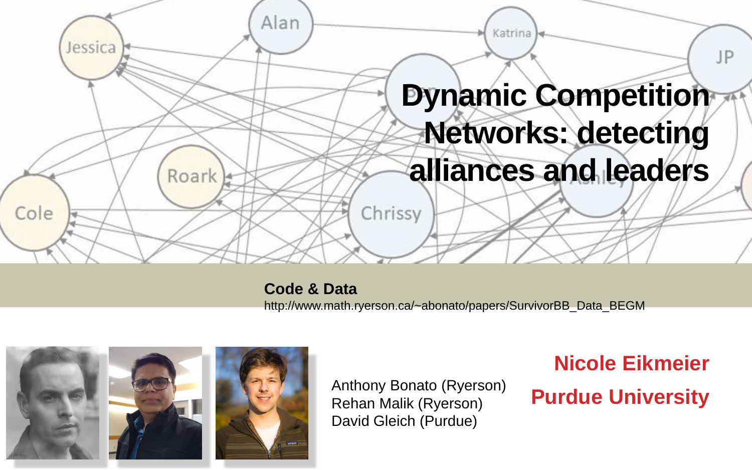# Dynamic Competition Networks: detecting alliances and leaders

**Code & Data**

http://www.math.ryerson.ca/~abonato/papers/SurvivorBB_Data_BEGM

Anthony Bonato (Ryerson)
Rehan Malik (Ryerson)
David Gleich (Purdue)

**Nicole Eikmeier**

**Purdue University**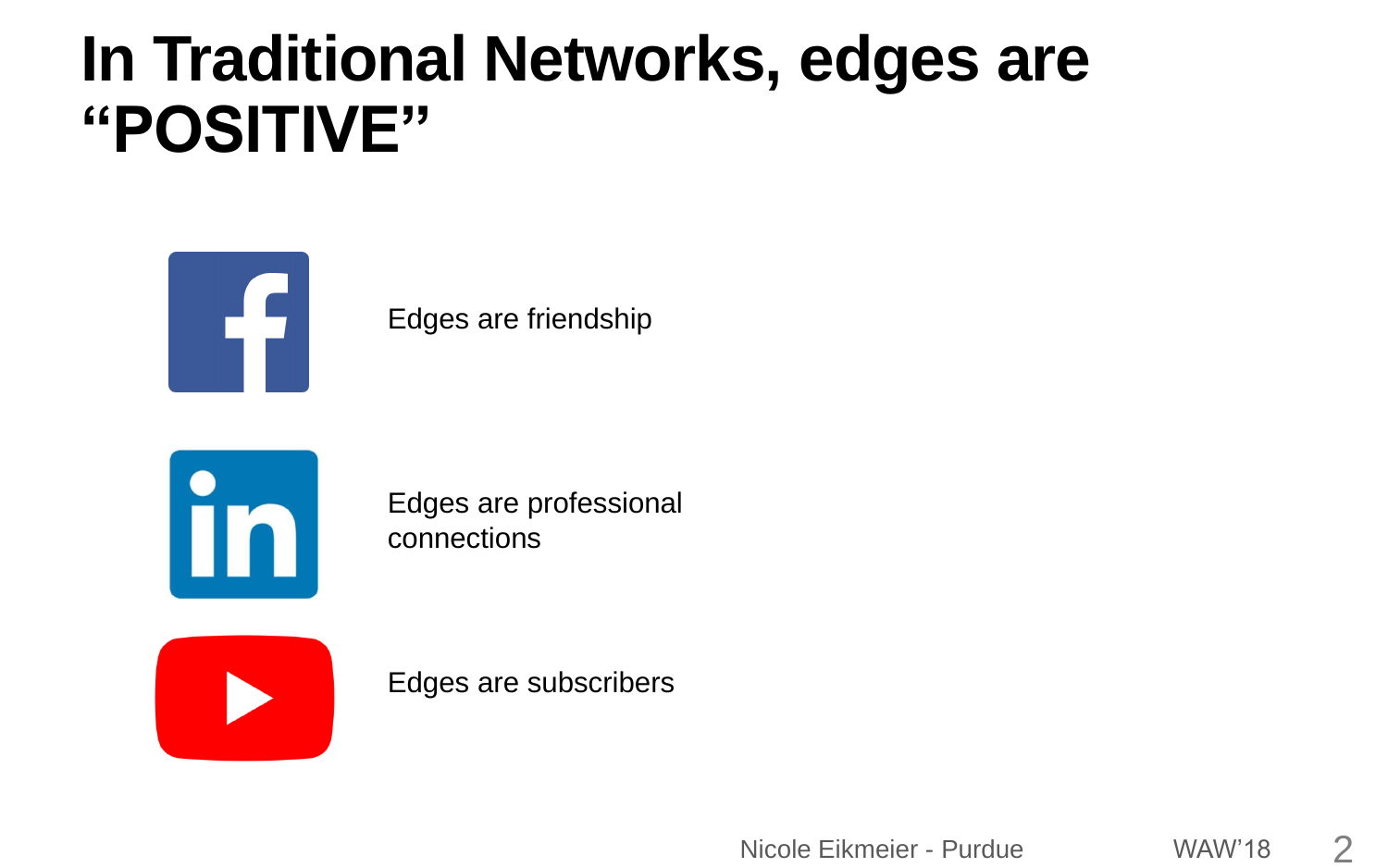# In Traditional Networks, edges are "POSITIVE"

Edges are friendship

Edges are professional connections

Edges are subscribers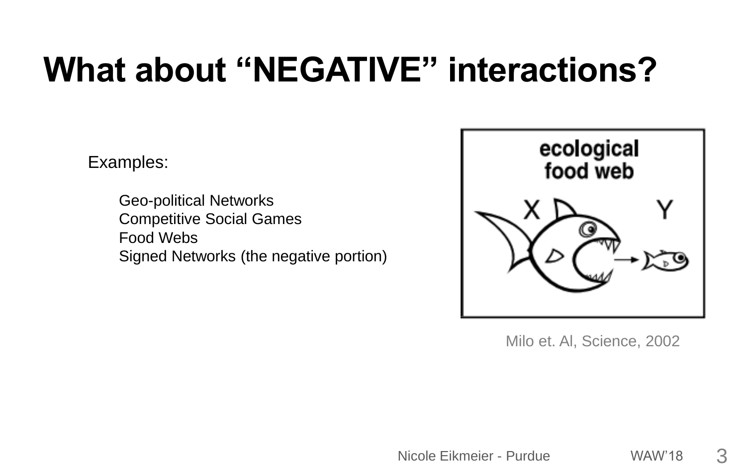# What about "NEGATIVE" interactions?

Examples:

- Geo-political Networks
- Competitive Social Games
- Food Webs
- Signed Networks (the negative portion)

Milo et. Al, Science, 2002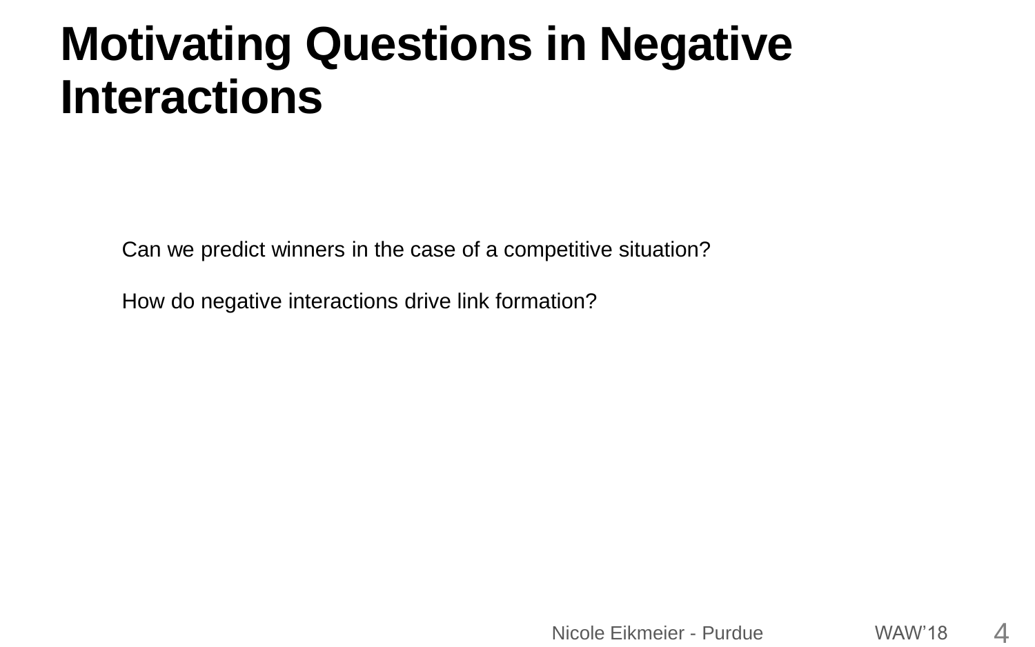# Motivating Questions in Negative Interactions

Can we predict winners in the case of a competitive situation?

How do negative interactions drive link formation?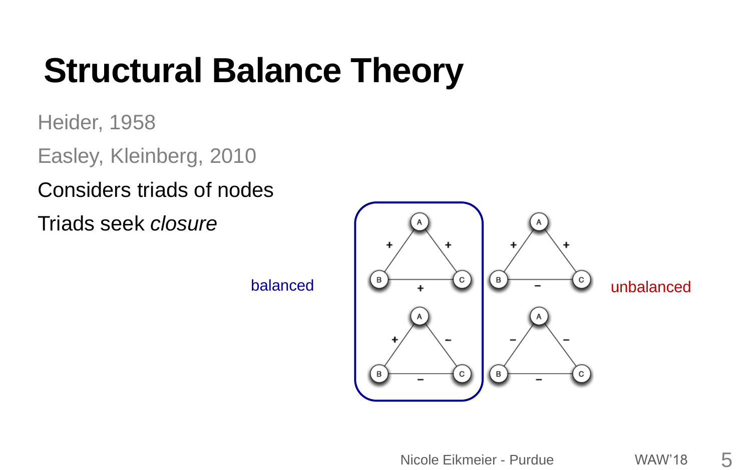# Structural Balance Theory

Heider, 1958

Easley, Kleinberg, 2010

Considers triads of nodes

Triads seek *closure*

balanced

unbalanced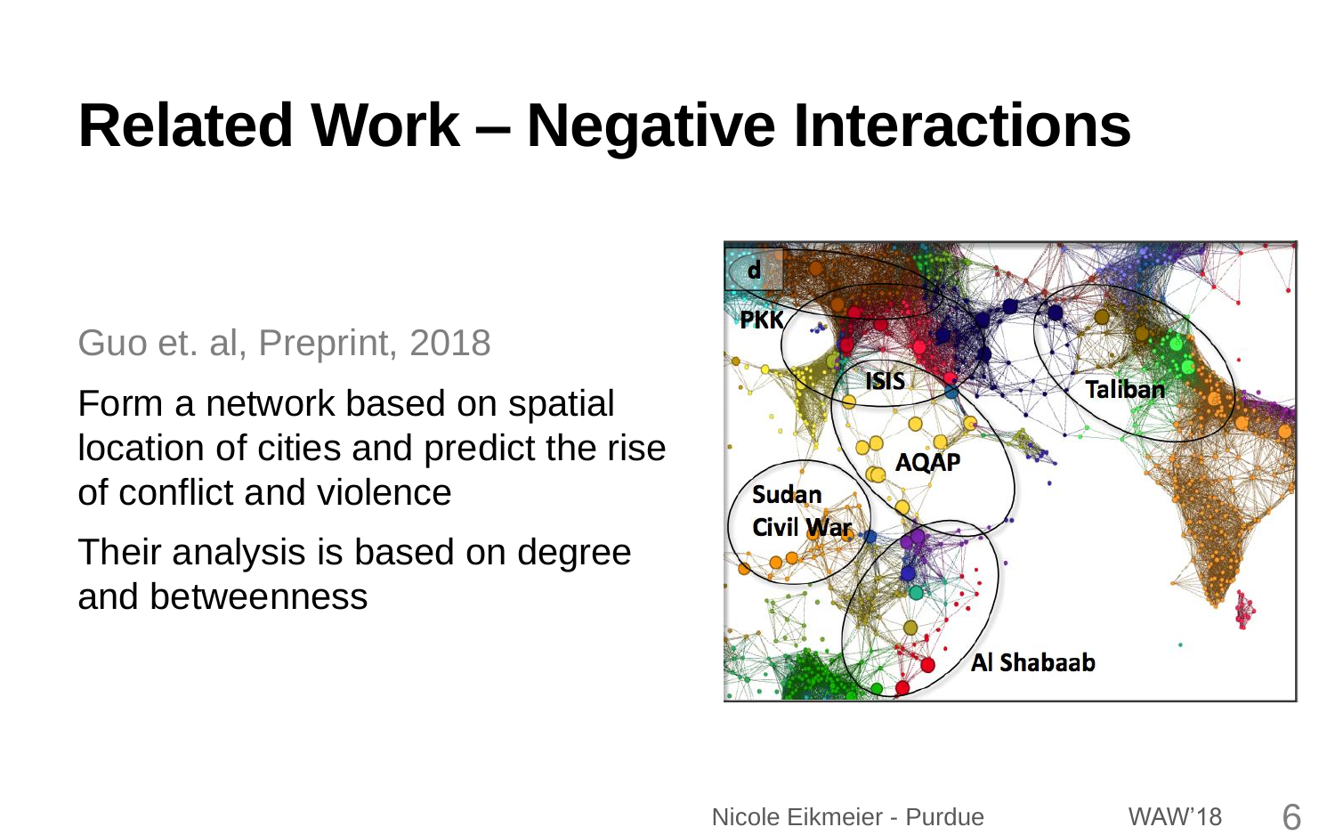# Related Work – Negative Interactions

Guo et. al, Preprint, 2018

Form a network based on spatial location of cities and predict the rise of conflict and violence

Their analysis is based on degree and betweenness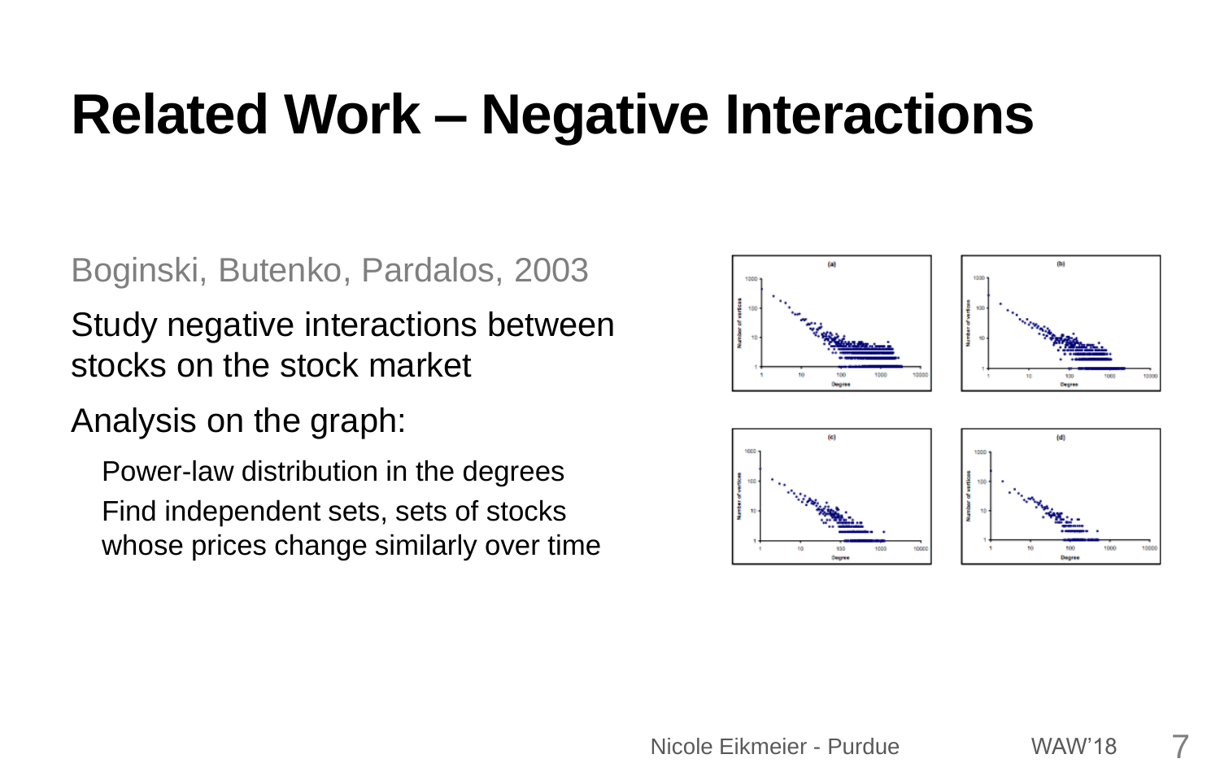# Related Work – Negative Interactions

Boginski, Butenko, Pardalos, 2003

Study negative interactions between stocks on the stock market

Analysis on the graph:

- Power-law distribution in the degrees
- Find independent sets, sets of stocks whose prices change similarly over time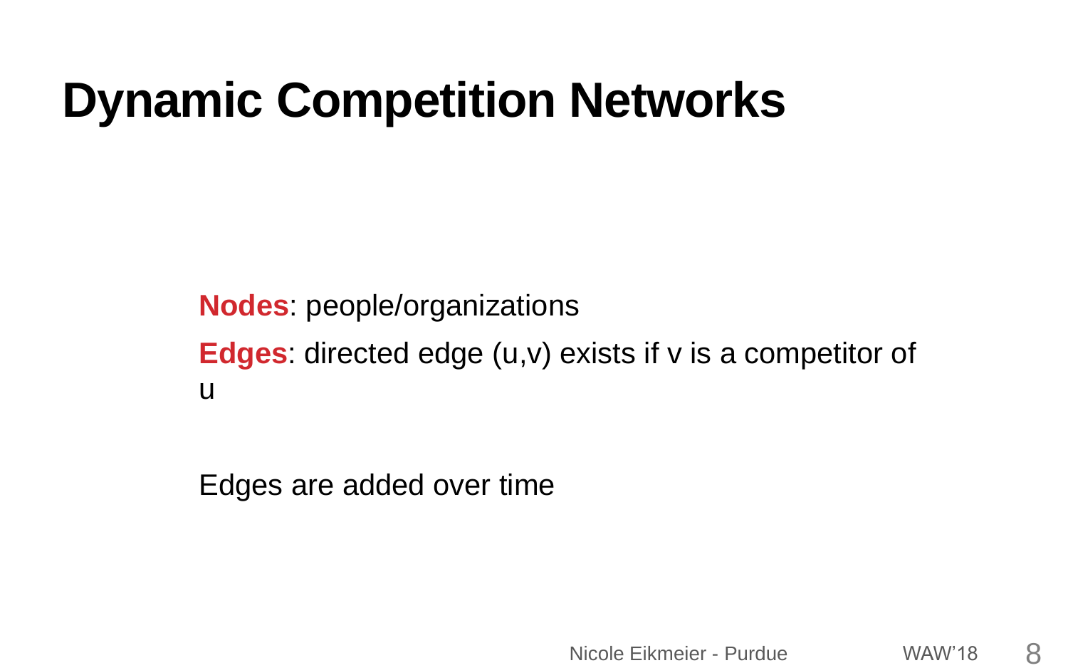# Dynamic Competition Networks

**Nodes**: people/organizations

**Edges**: directed edge (u,v) exists if v is a competitor of u

Edges are added over time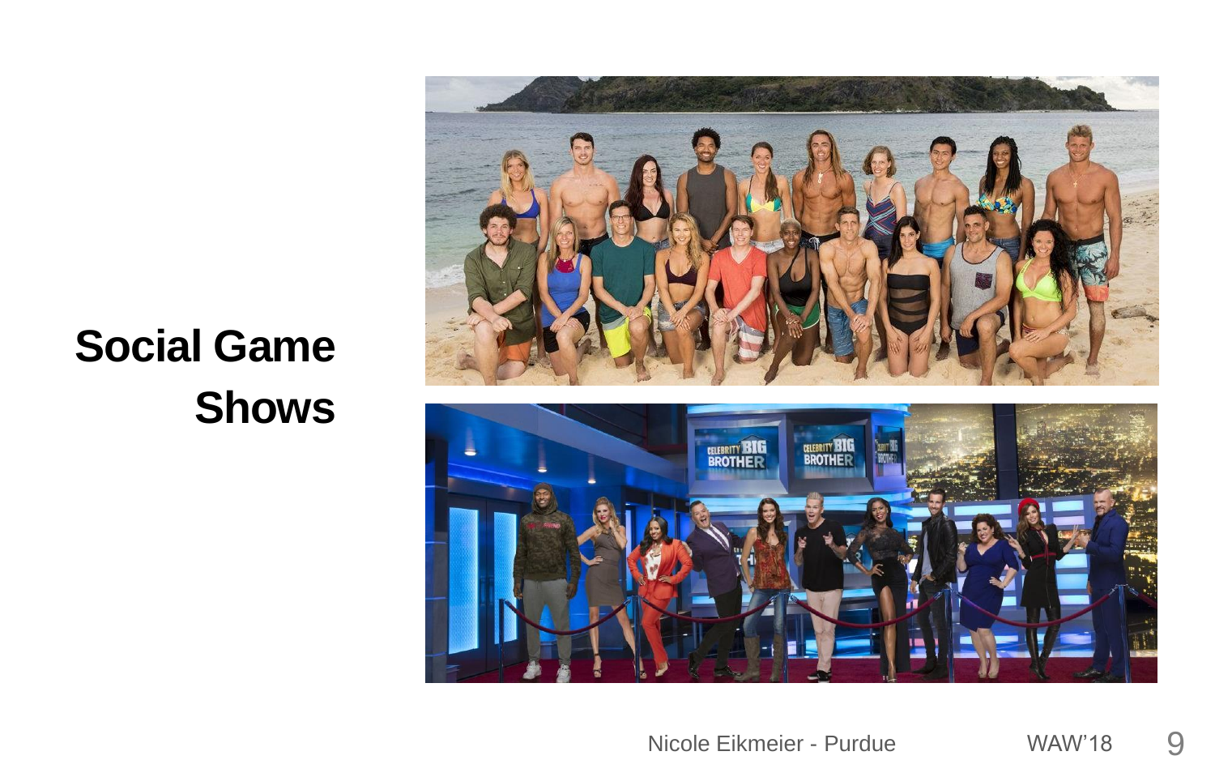# Social Game Shows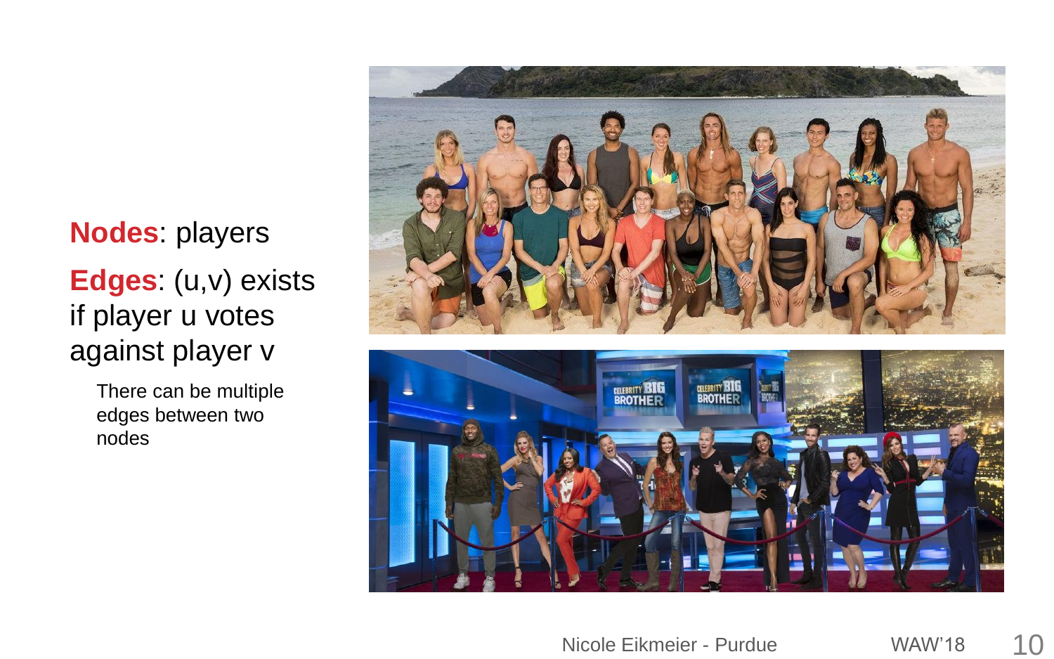**Nodes**: players

**Edges**: (u,v) exists if player u votes against player v

- There can be multiple edges between two nodes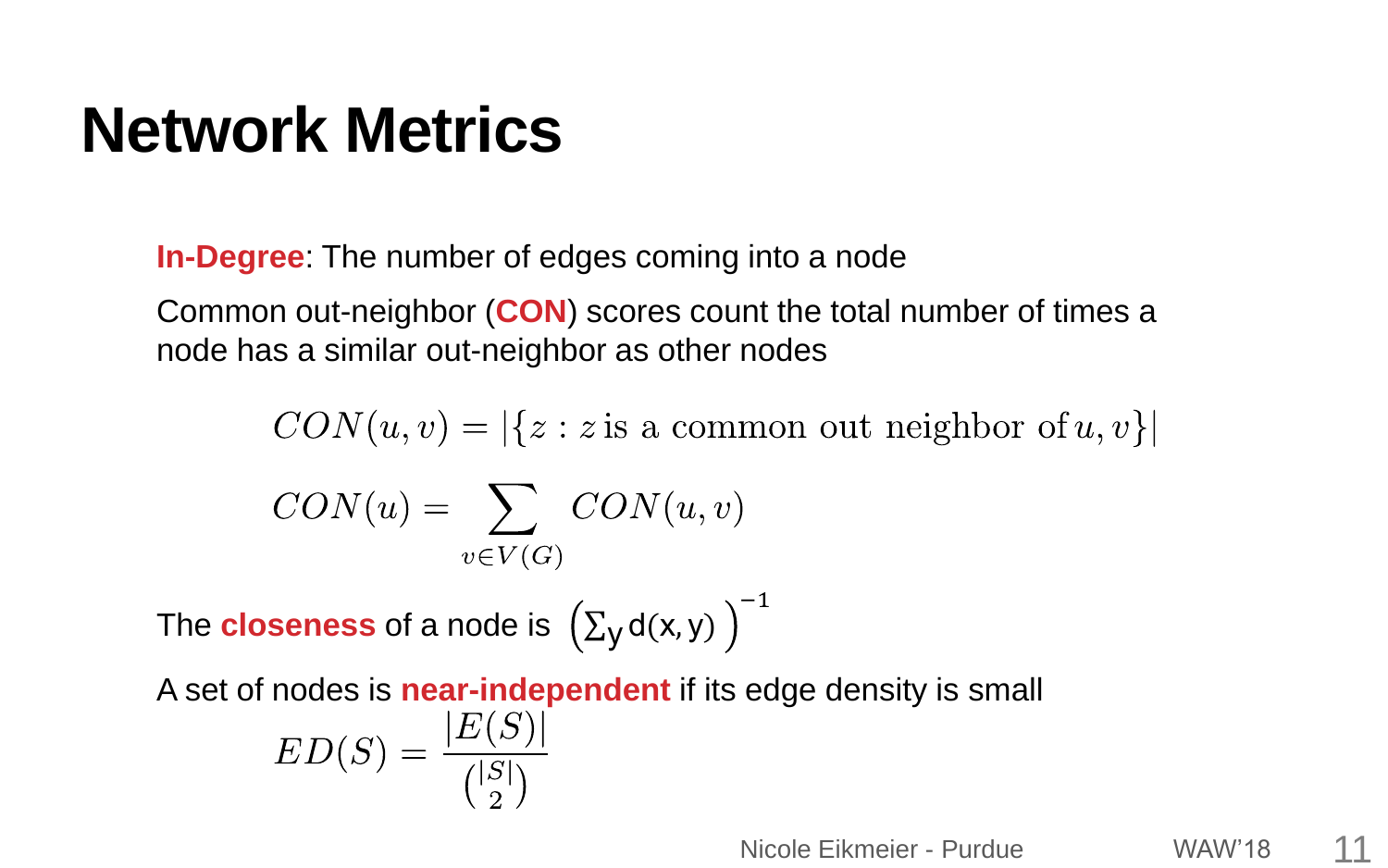# Network Metrics

**In-Degree**: The number of edges coming into a node

Common out-neighbor (**CON**) scores count the total number of times a node has a similar out-neighbor as other nodes

$$CON(u, v) = |\{z : z \text{ is a common out neighbor of } u, v\}|$$

$$CON(u) = \sum_{v \in V(G)} CON(u, v)$$

The **closeness** of a node is $\left(\sum_y d(x, y)\right)^{-1}$

A set of nodes is **near-independent** if its edge density is small

$$ED(S) = \frac{|E(S)|}{\binom{|S|}{2}}$$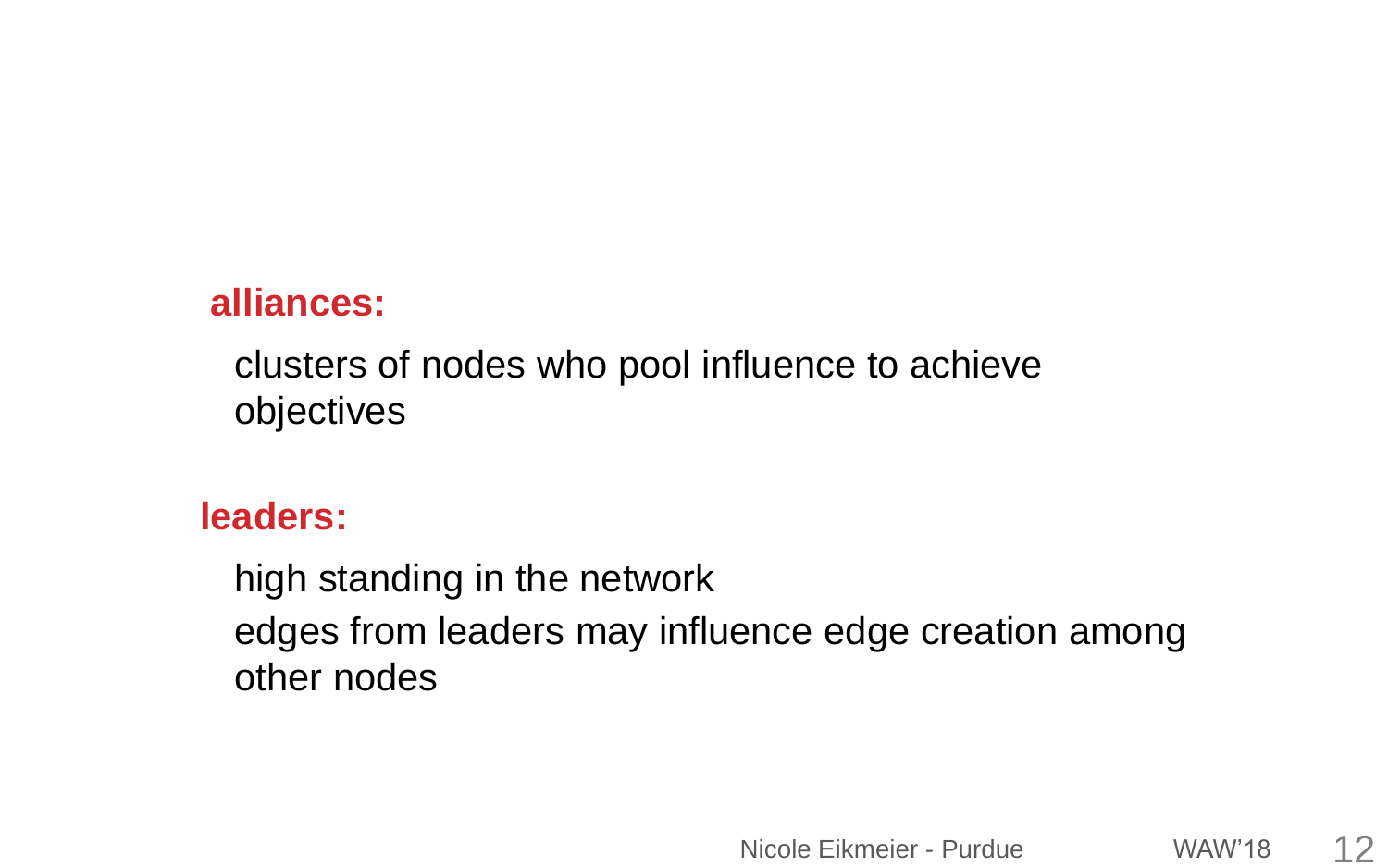**alliances:**

clusters of nodes who pool influence to achieve objectives

**leaders:**

high standing in the network

edges from leaders may influence edge creation among other nodes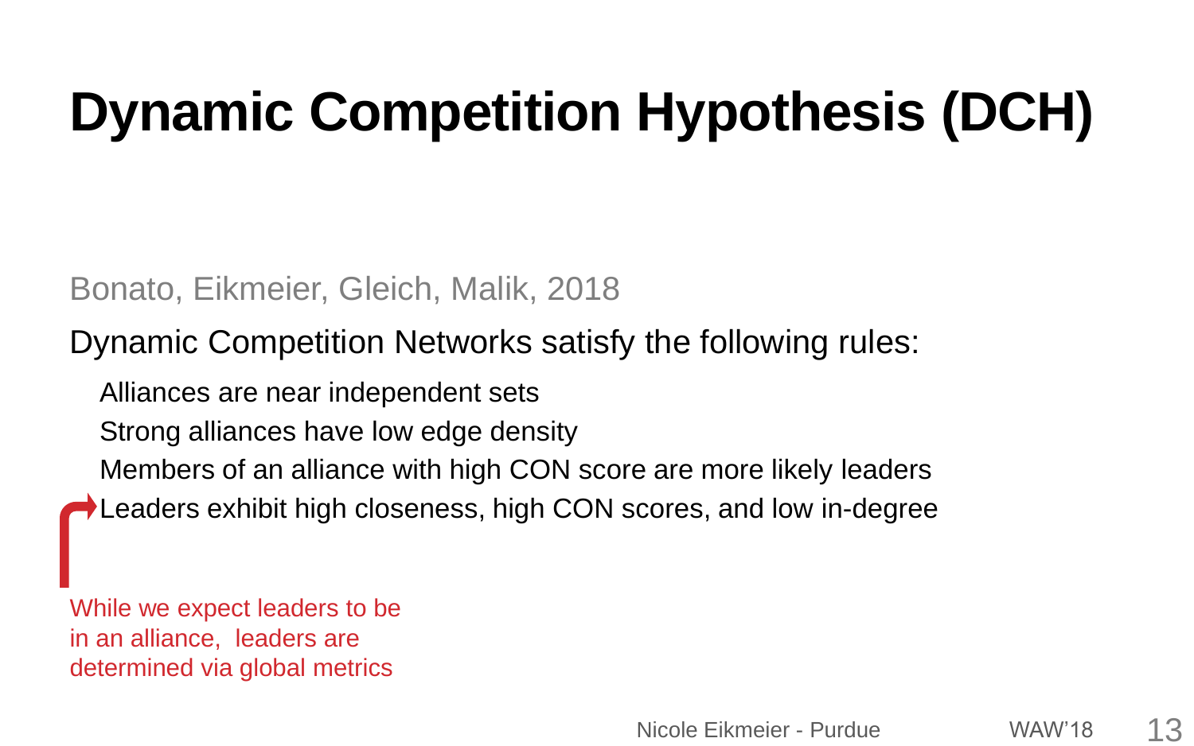# Dynamic Competition Hypothesis (DCH)

Bonato, Eikmeier, Gleich, Malik, 2018

Dynamic Competition Networks satisfy the following rules:

- Alliances are near independent sets
- Strong alliances have low edge density
- Members of an alliance with high CON score are more likely leaders
- Leaders exhibit high closeness, high CON scores, and low in-degree

While we expect leaders to be in an alliance, leaders are determined via global metrics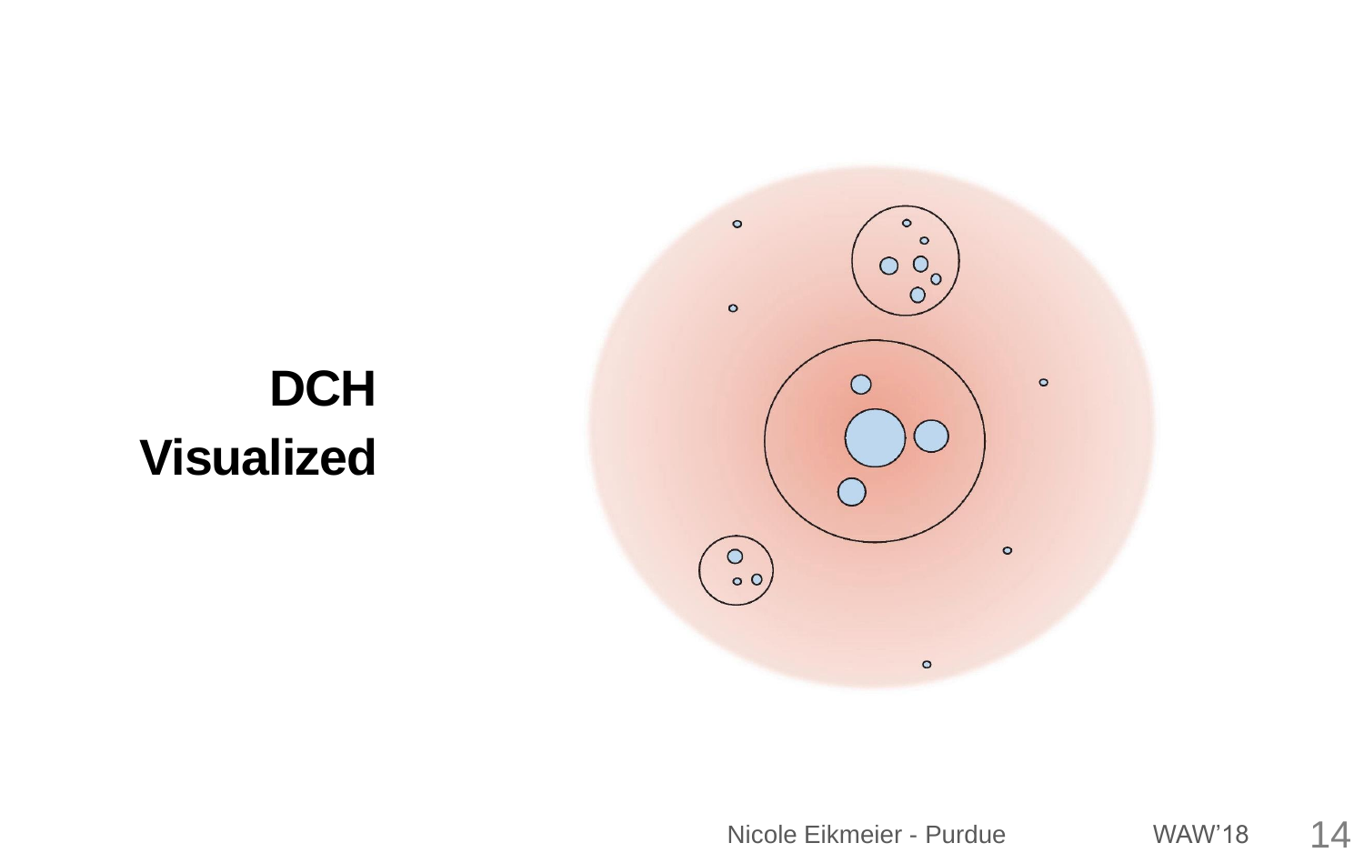# DCH Visualized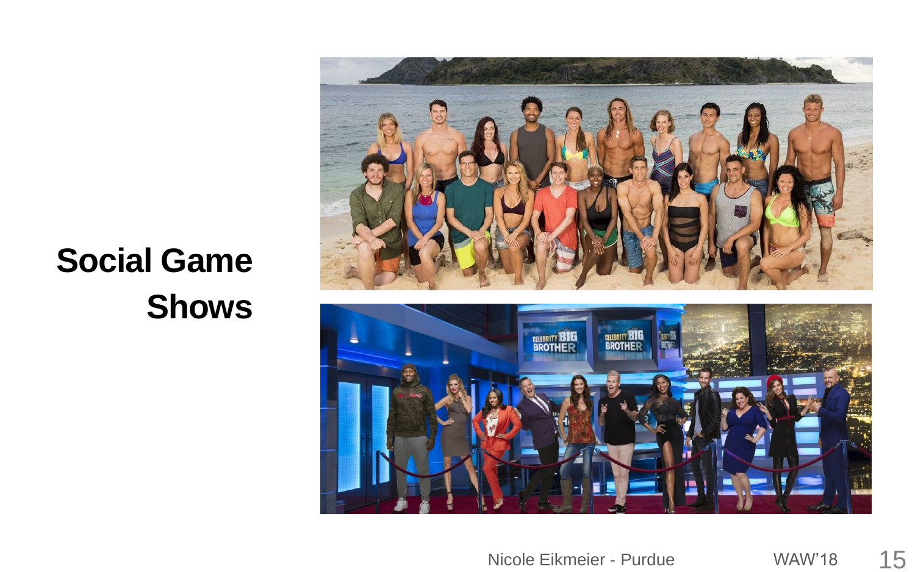# Social Game Shows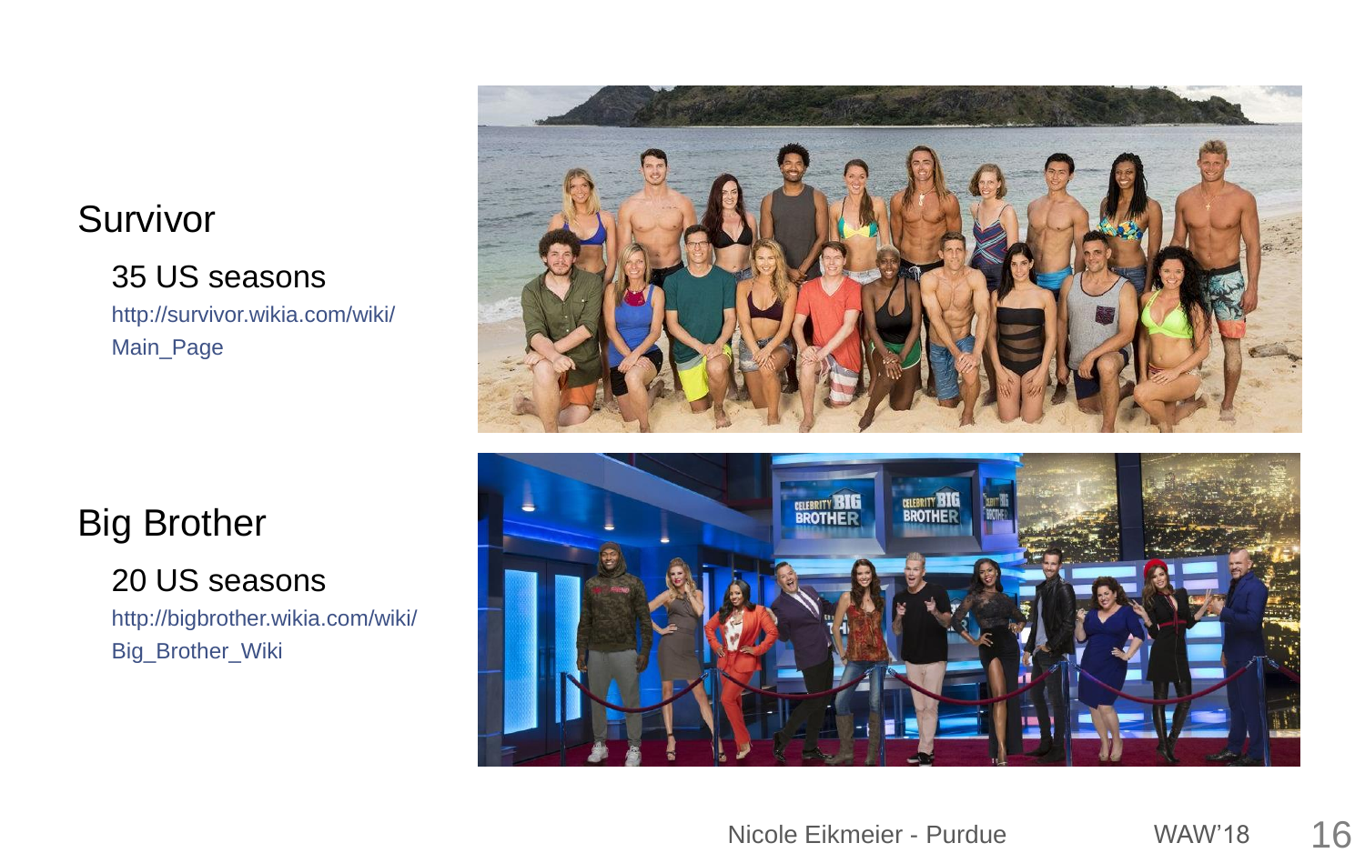## Survivor

- 35 US seasons
- http://survivor.wikia.com/wiki/Main_Page

## Big Brother

- 20 US seasons
- http://bigbrother.wikia.com/wiki/Big_Brother_Wiki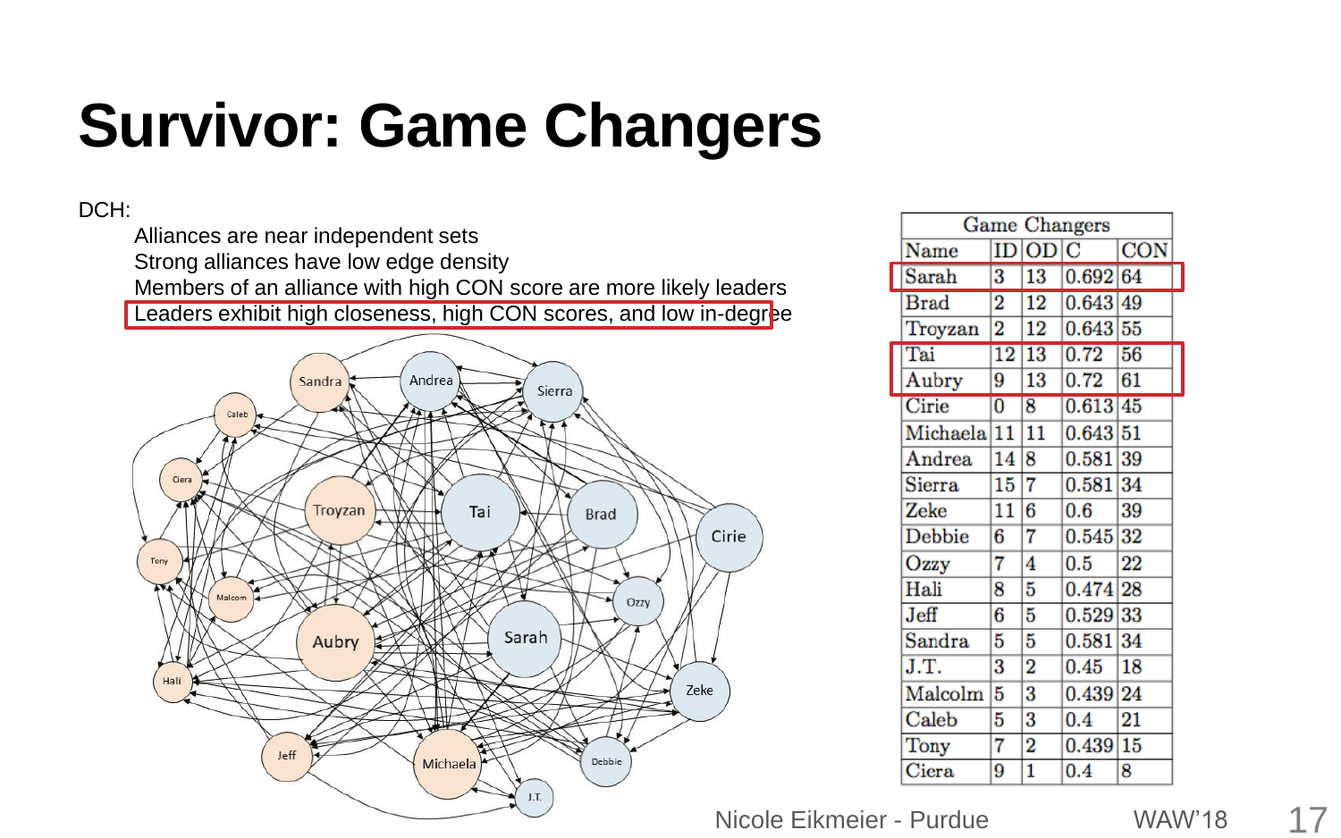# Survivor: Game Changers

DCH:

- Alliances are near independent sets
- Strong alliances have low edge density
- Members of an alliance with high CON score are more likely leaders
- Leaders exhibit high closeness, high CON scores, and low in-degree

| Game Changers | | | | |
|---|---|---|---|---|
| Name | ID | OD | C | CON |
| Sarah | 3 | 13 | 0.692 | 64 |
| Brad | 2 | 12 | 0.643 | 49 |
| Troyzan | 2 | 12 | 0.643 | 55 |
| Tai | 12 | 13 | 0.72 | 56 |
| Aubry | 9 | 13 | 0.72 | 61 |
| Cirie | 0 | 8 | 0.613 | 45 |
| Michaela | 11 | 11 | 0.643 | 51 |
| Andrea | 14 | 8 | 0.581 | 39 |
| Sierra | 15 | 7 | 0.581 | 34 |
| Zeke | 11 | 6 | 0.6 | 39 |
| Debbie | 6 | 7 | 0.545 | 32 |
| Ozzy | 7 | 4 | 0.5 | 22 |
| Hali | 8 | 5 | 0.474 | 28 |
| Jeff | 6 | 5 | 0.529 | 33 |
| Sandra | 5 | 5 | 0.581 | 34 |
| J.T. | 3 | 2 | 0.45 | 18 |
| Malcolm | 5 | 3 | 0.439 | 24 |
| Caleb | 5 | 3 | 0.4 | 21 |
| Tony | 7 | 2 | 0.439 | 15 |
| Ciera | 9 | 1 | 0.4 | 8 |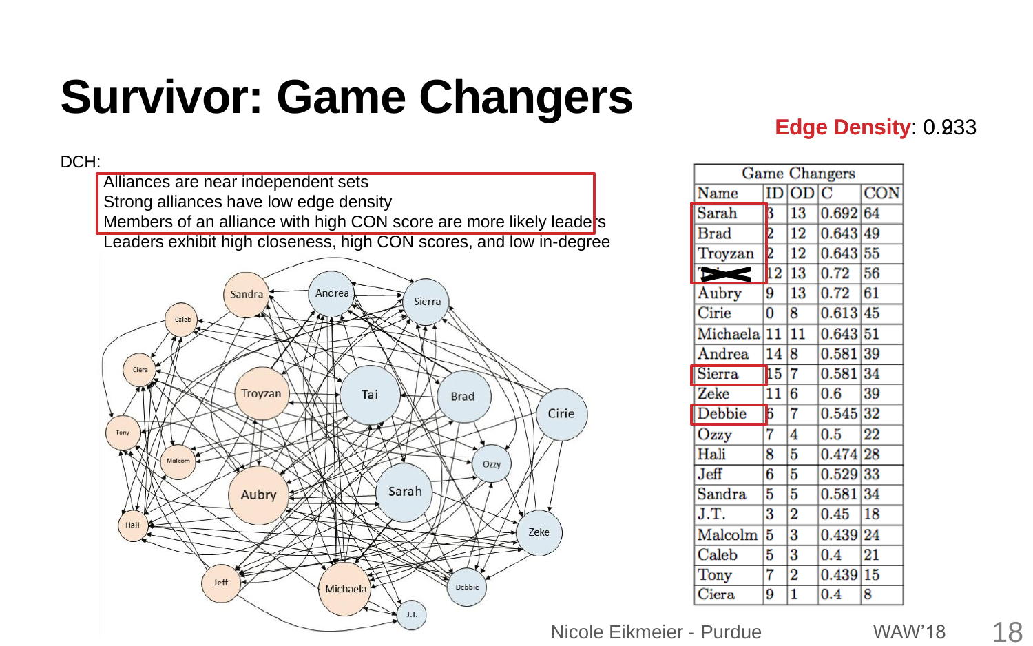# Survivor: Game Changers

**Edge Density**: 0.233

DCH:

- Alliances are near independent sets
- Strong alliances have low edge density
- Members of an alliance with high CON score are more likely leaders
- Leaders exhibit high closeness, high CON scores, and low in-degree

| Game Changers | | | | |
|---|---|---|---|---|
| Name | ID | OD | C | CON |
| Sarah | 3 | 13 | 0.692 | 64 |
| Brad | 2 | 12 | 0.643 | 49 |
| Troyzan | 2 | 12 | 0.643 | 55 |
| Tai | 12 | 13 | 0.72 | 56 |
| Aubry | 9 | 13 | 0.72 | 61 |
| Cirie | 0 | 8 | 0.613 | 45 |
| Michaela | 11 | 11 | 0.643 | 51 |
| Andrea | 14 | 8 | 0.581 | 39 |
| Sierra | 15 | 7 | 0.581 | 34 |
| Zeke | 11 | 6 | 0.6 | 39 |
| Debbie | 6 | 7 | 0.545 | 32 |
| Ozzy | 7 | 4 | 0.5 | 22 |
| Hali | 8 | 5 | 0.474 | 28 |
| Jeff | 6 | 5 | 0.529 | 33 |
| Sandra | 5 | 5 | 0.581 | 34 |
| J.T. | 3 | 2 | 0.45 | 18 |
| Malcolm | 5 | 3 | 0.439 | 24 |
| Caleb | 5 | 3 | 0.4 | 21 |
| Tony | 7 | 2 | 0.439 | 15 |
| Ciera | 9 | 1 | 0.4 | 8 |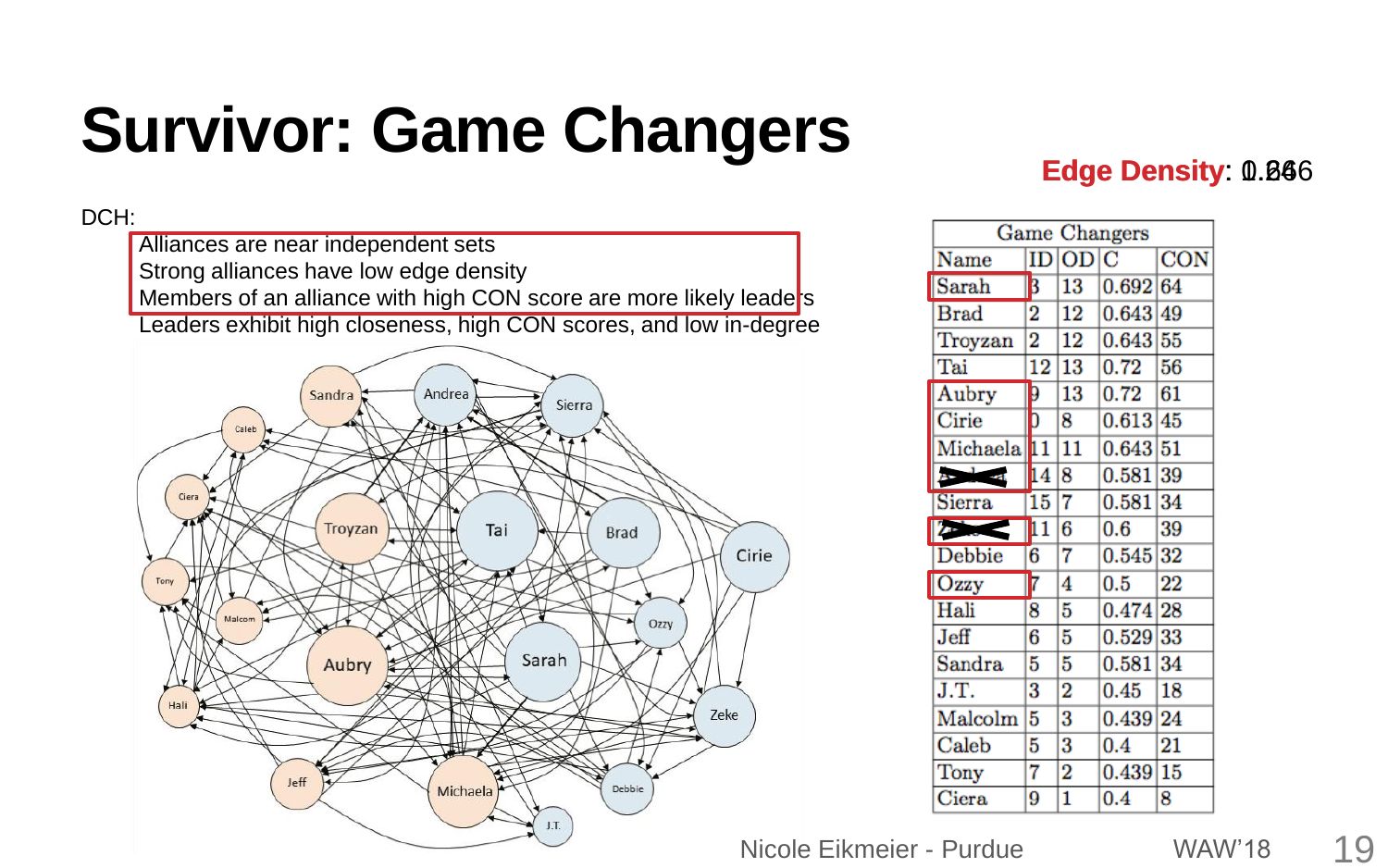# Survivor: Game Changers

**Edge Density**: 0.246

DCH:

- Alliances are near independent sets
- Strong alliances have low edge density
- Members of an alliance with high CON score are more likely leaders
- Leaders exhibit high closeness, high CON scores, and low in-degree

| Game Changers | | | | |
|---|---|---|---|---|
| Name | ID | OD | C | CON |
| Sarah | 3 | 13 | 0.692 | 64 |
| Brad | 2 | 12 | 0.643 | 49 |
| Troyzan | 2 | 12 | 0.643 | 55 |
| Tai | 12 | 13 | 0.72 | 56 |
| Aubry | 9 | 13 | 0.72 | 61 |
| Cirie | 0 | 8 | 0.613 | 45 |
| Michaela | 11 | 11 | 0.643 | 51 |
| Andrea | 14 | 8 | 0.581 | 39 |
| Sierra | 15 | 7 | 0.581 | 34 |
| Zeke | 11 | 6 | 0.6 | 39 |
| Debbie | 6 | 7 | 0.545 | 32 |
| Ozzy | 7 | 4 | 0.5 | 22 |
| Hali | 8 | 5 | 0.474 | 28 |
| Jeff | 6 | 5 | 0.529 | 33 |
| Sandra | 5 | 5 | 0.581 | 34 |
| J.T. | 3 | 2 | 0.45 | 18 |
| Malcolm | 5 | 3 | 0.439 | 24 |
| Caleb | 5 | 3 | 0.4 | 21 |
| Tony | 7 | 2 | 0.439 | 15 |
| Ciera | 9 | 1 | 0.4 | 8 |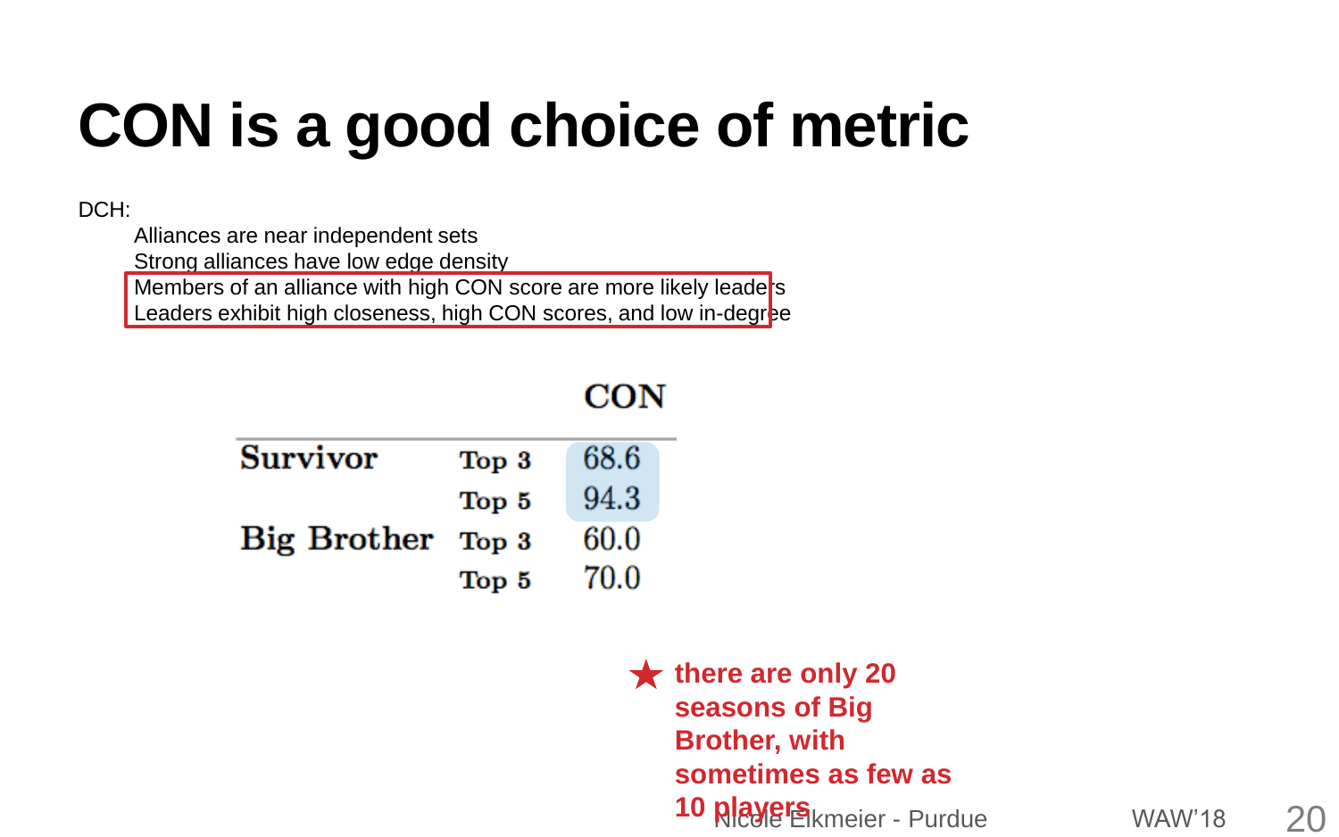# CON is a good choice of metric

DCH:

- Alliances are near independent sets
- Strong alliances have low edge density
- Members of an alliance with high CON score are more likely leaders
- Leaders exhibit high closeness, high CON scores, and low in-degree

| | | CON |
|---|---|---|
| **Survivor** | **Top 3** | 68.6 |
| | **Top 5** | 94.3 |
| **Big Brother** | **Top 3** | 60.0 |
| | **Top 5** | 70.0 |

★ **there are only 20 seasons of Big Brother, with sometimes as few as 10 players**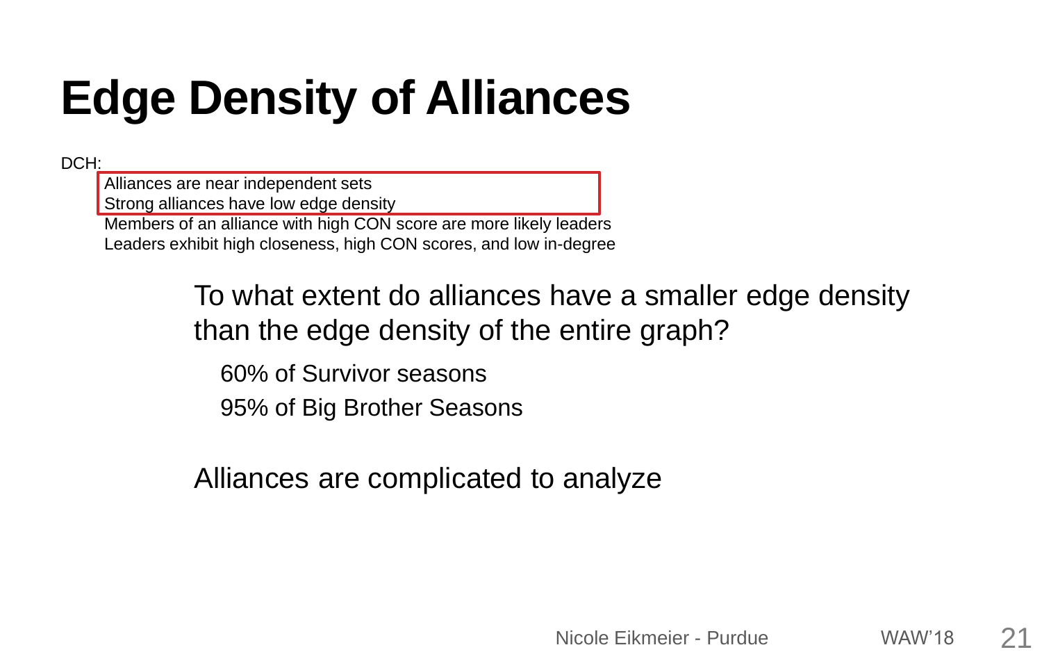# Edge Density of Alliances

DCH:

- Alliances are near independent sets
- Strong alliances have low edge density
- Members of an alliance with high CON score are more likely leaders
- Leaders exhibit high closeness, high CON scores, and low in-degree

To what extent do alliances have a smaller edge density than the edge density of the entire graph?

- 60% of Survivor seasons
- 95% of Big Brother Seasons

Alliances are complicated to analyze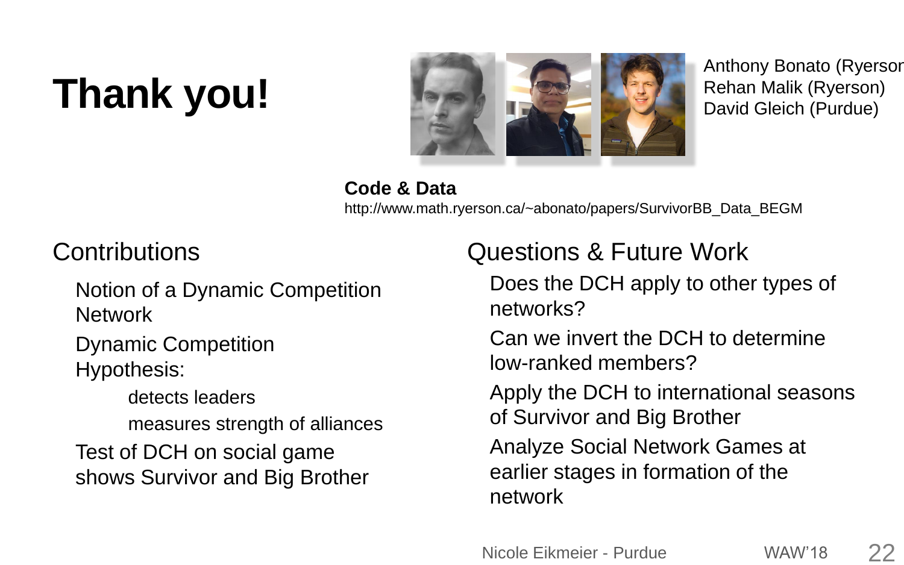# Thank you!

Anthony Bonato (Ryerson
Rehan Malik (Ryerson)
David Gleich (Purdue)

**Code & Data**
http://www.math.ryerson.ca/~abonato/papers/SurvivorBB_Data_BEGM

## Contributions

- Notion of a Dynamic Competition Network
- Dynamic Competition Hypothesis:
  - detects leaders
  - measures strength of alliances
- Test of DCH on social game shows Survivor and Big Brother

## Questions & Future Work

- Does the DCH apply to other types of networks?
- Can we invert the DCH to determine low-ranked members?
- Apply the DCH to international seasons of Survivor and Big Brother
- Analyze Social Network Games at earlier stages in formation of the network